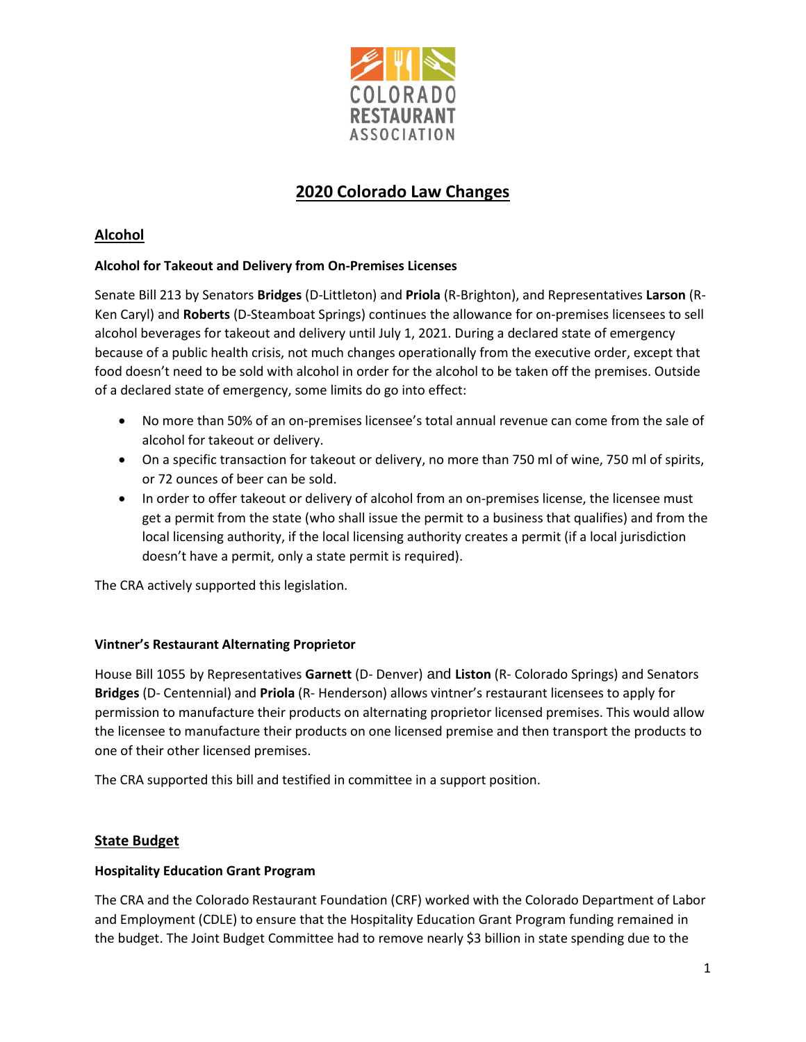# 2020 Colorado Law Changes

## Alcohol

### Alcohol for Takeout and Delivery from On-Premises Licenses

Senate Bill 213 by Senators **Bridges** (D-Littleton) and **Priola** (R-Brighton), and Representatives **Larson** (R-Ken Caryl) and **Roberts** (D-Steamboat Springs) continues the allowance for on-premises licensees to sell alcohol beverages for takeout and delivery until July 1, 2021. During a declared state of emergency because of a public health crisis, not much changes operationally from the executive order, except that food doesn't need to be sold with alcohol in order for the alcohol to be taken off the premises. Outside of a declared state of emergency, some limits do go into effect:

- No more than 50% of an on-premises licensee's total annual revenue can come from the sale of alcohol for takeout or delivery.
- On a specific transaction for takeout or delivery, no more than 750 ml of wine, 750 ml of spirits, or 72 ounces of beer can be sold.
- In order to offer takeout or delivery of alcohol from an on-premises license, the licensee must get a permit from the state (who shall issue the permit to a business that qualifies) and from the local licensing authority, if the local licensing authority creates a permit (if a local jurisdiction doesn't have a permit, only a state permit is required).

The CRA actively supported this legislation.

### Vintner's Restaurant Alternating Proprietor

House Bill 1055 by Representatives **Garnett** (D- Denver) and **Liston** (R- Colorado Springs) and Senators **Bridges** (D- Centennial) and **Priola** (R- Henderson) allows vintner's restaurant licensees to apply for permission to manufacture their products on alternating proprietor licensed premises. This would allow the licensee to manufacture their products on one licensed premise and then transport the products to one of their other licensed premises.

The CRA supported this bill and testified in committee in a support position.

## State Budget

### Hospitality Education Grant Program

The CRA and the Colorado Restaurant Foundation (CRF) worked with the Colorado Department of Labor and Employment (CDLE) to ensure that the Hospitality Education Grant Program funding remained in the budget. The Joint Budget Committee had to remove nearly $3 billion in state spending due to the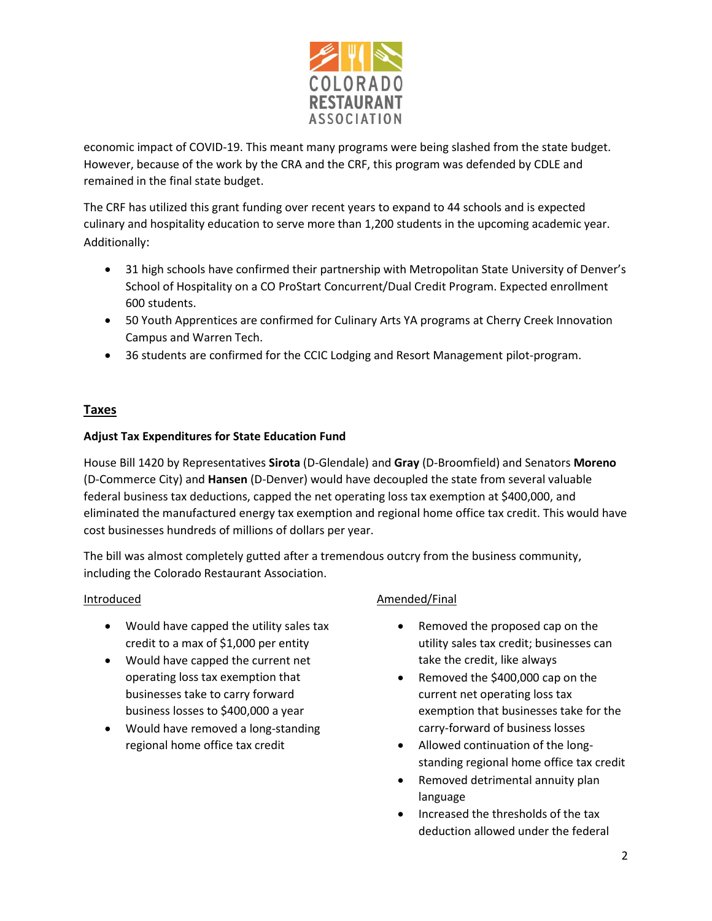economic impact of COVID-19. This meant many programs were being slashed from the state budget. However, because of the work by the CRA and the CRF, this program was defended by CDLE and remained in the final state budget.

The CRF has utilized this grant funding over recent years to expand to 44 schools and is expected culinary and hospitality education to serve more than 1,200 students in the upcoming academic year. Additionally:

- 31 high schools have confirmed their partnership with Metropolitan State University of Denver's School of Hospitality on a CO ProStart Concurrent/Dual Credit Program. Expected enrollment 600 students.
- 50 Youth Apprentices are confirmed for Culinary Arts YA programs at Cherry Creek Innovation Campus and Warren Tech.
- 36 students are confirmed for the CCIC Lodging and Resort Management pilot-program.

## Taxes

### Adjust Tax Expenditures for State Education Fund

House Bill 1420 by Representatives **Sirota** (D-Glendale) and **Gray** (D-Broomfield) and Senators **Moreno** (D-Commerce City) and **Hansen** (D-Denver) would have decoupled the state from several valuable federal business tax deductions, capped the net operating loss tax exemption at $400,000, and eliminated the manufactured energy tax exemption and regional home office tax credit. This would have cost businesses hundreds of millions of dollars per year.

The bill was almost completely gutted after a tremendous outcry from the business community, including the Colorado Restaurant Association.

Introduced

- Would have capped the utility sales tax credit to a max of $1,000 per entity
- Would have capped the current net operating loss tax exemption that businesses take to carry forward business losses to $400,000 a year
- Would have removed a long-standing regional home office tax credit

Amended/Final

- Removed the proposed cap on the utility sales tax credit; businesses can take the credit, like always
- Removed the $400,000 cap on the current net operating loss tax exemption that businesses take for the carry-forward of business losses
- Allowed continuation of the long-standing regional home office tax credit
- Removed detrimental annuity plan language
- Increased the thresholds of the tax deduction allowed under the federal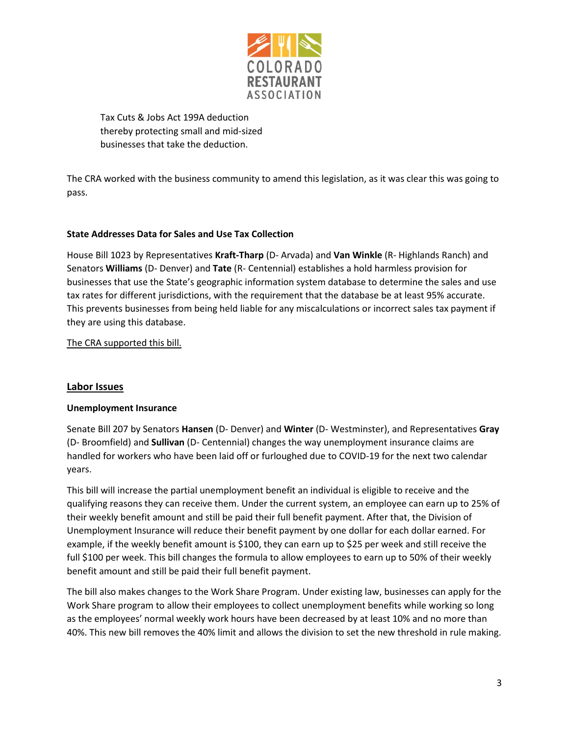Tax Cuts & Jobs Act 199A deduction thereby protecting small and mid-sized businesses that take the deduction.

The CRA worked with the business community to amend this legislation, as it was clear this was going to pass.

**State Addresses Data for Sales and Use Tax Collection**

House Bill 1023 by Representatives **Kraft-Tharp** (D- Arvada) and **Van Winkle** (R- Highlands Ranch) and Senators **Williams** (D- Denver) and **Tate** (R- Centennial) establishes a hold harmless provision for businesses that use the State's geographic information system database to determine the sales and use tax rates for different jurisdictions, with the requirement that the database be at least 95% accurate. This prevents businesses from being held liable for any miscalculations or incorrect sales tax payment if they are using this database.

<u>The CRA supported this bill.</u>

## Labor Issues

**Unemployment Insurance**

Senate Bill 207 by Senators **Hansen** (D- Denver) and **Winter** (D- Westminster), and Representatives **Gray** (D- Broomfield) and **Sullivan** (D- Centennial) changes the way unemployment insurance claims are handled for workers who have been laid off or furloughed due to COVID-19 for the next two calendar years.

This bill will increase the partial unemployment benefit an individual is eligible to receive and the qualifying reasons they can receive them. Under the current system, an employee can earn up to 25% of their weekly benefit amount and still be paid their full benefit payment. After that, the Division of Unemployment Insurance will reduce their benefit payment by one dollar for each dollar earned. For example, if the weekly benefit amount is $100, they can earn up to $25 per week and still receive the full $100 per week. This bill changes the formula to allow employees to earn up to 50% of their weekly benefit amount and still be paid their full benefit payment.

The bill also makes changes to the Work Share Program. Under existing law, businesses can apply for the Work Share program to allow their employees to collect unemployment benefits while working so long as the employees' normal weekly work hours have been decreased by at least 10% and no more than 40%. This new bill removes the 40% limit and allows the division to set the new threshold in rule making.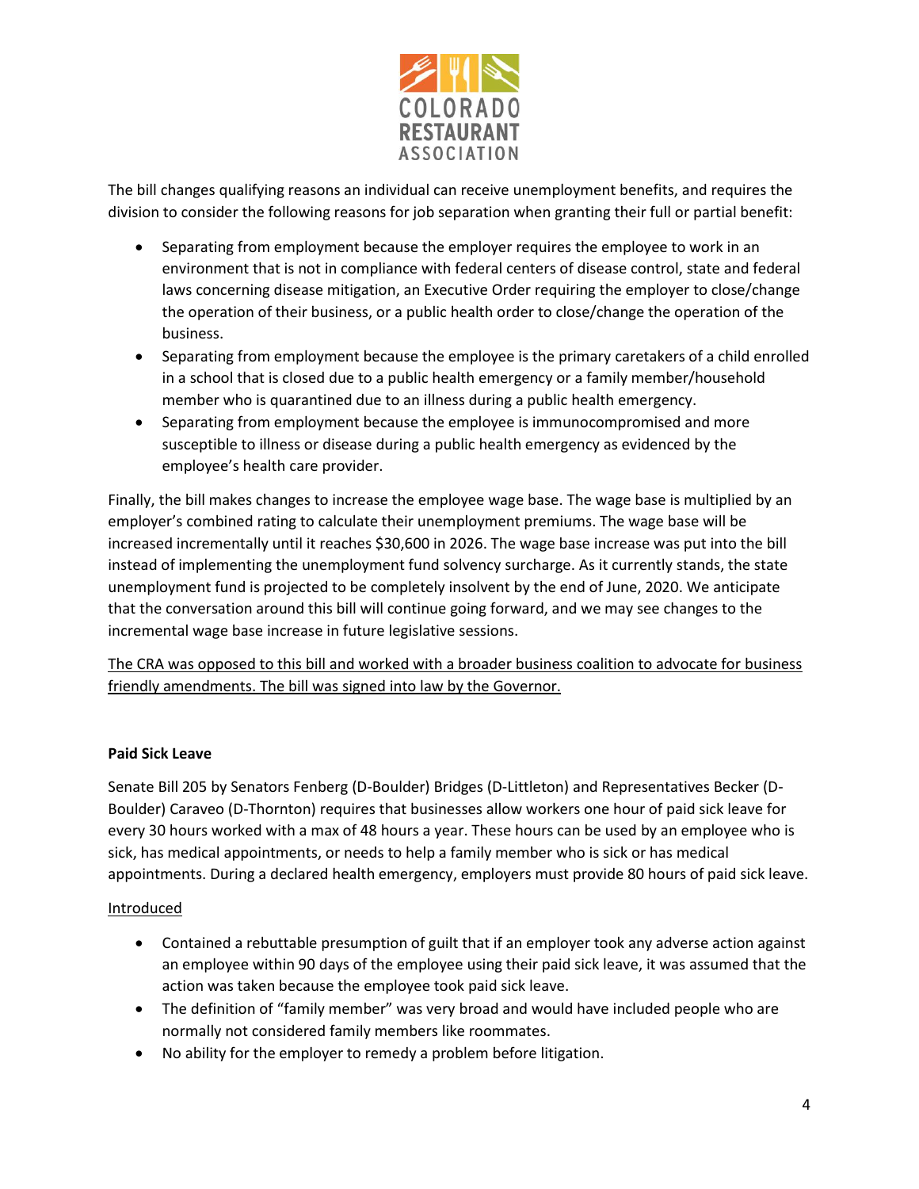The bill changes qualifying reasons an individual can receive unemployment benefits, and requires the division to consider the following reasons for job separation when granting their full or partial benefit:

- Separating from employment because the employer requires the employee to work in an environment that is not in compliance with federal centers of disease control, state and federal laws concerning disease mitigation, an Executive Order requiring the employer to close/change the operation of their business, or a public health order to close/change the operation of the business.
- Separating from employment because the employee is the primary caretakers of a child enrolled in a school that is closed due to a public health emergency or a family member/household member who is quarantined due to an illness during a public health emergency.
- Separating from employment because the employee is immunocompromised and more susceptible to illness or disease during a public health emergency as evidenced by the employee's health care provider.

Finally, the bill makes changes to increase the employee wage base. The wage base is multiplied by an employer's combined rating to calculate their unemployment premiums. The wage base will be increased incrementally until it reaches $30,600 in 2026. The wage base increase was put into the bill instead of implementing the unemployment fund solvency surcharge. As it currently stands, the state unemployment fund is projected to be completely insolvent by the end of June, 2020. We anticipate that the conversation around this bill will continue going forward, and we may see changes to the incremental wage base increase in future legislative sessions.

<u>The CRA was opposed to this bill and worked with a broader business coalition to advocate for business friendly amendments. The bill was signed into law by the Governor.</u>

**Paid Sick Leave**

Senate Bill 205 by Senators Fenberg (D-Boulder) Bridges (D-Littleton) and Representatives Becker (D-Boulder) Caraveo (D-Thornton) requires that businesses allow workers one hour of paid sick leave for every 30 hours worked with a max of 48 hours a year. These hours can be used by an employee who is sick, has medical appointments, or needs to help a family member who is sick or has medical appointments. During a declared health emergency, employers must provide 80 hours of paid sick leave.

<u>Introduced</u>

- Contained a rebuttable presumption of guilt that if an employer took any adverse action against an employee within 90 days of the employee using their paid sick leave, it was assumed that the action was taken because the employee took paid sick leave.
- The definition of "family member" was very broad and would have included people who are normally not considered family members like roommates.
- No ability for the employer to remedy a problem before litigation.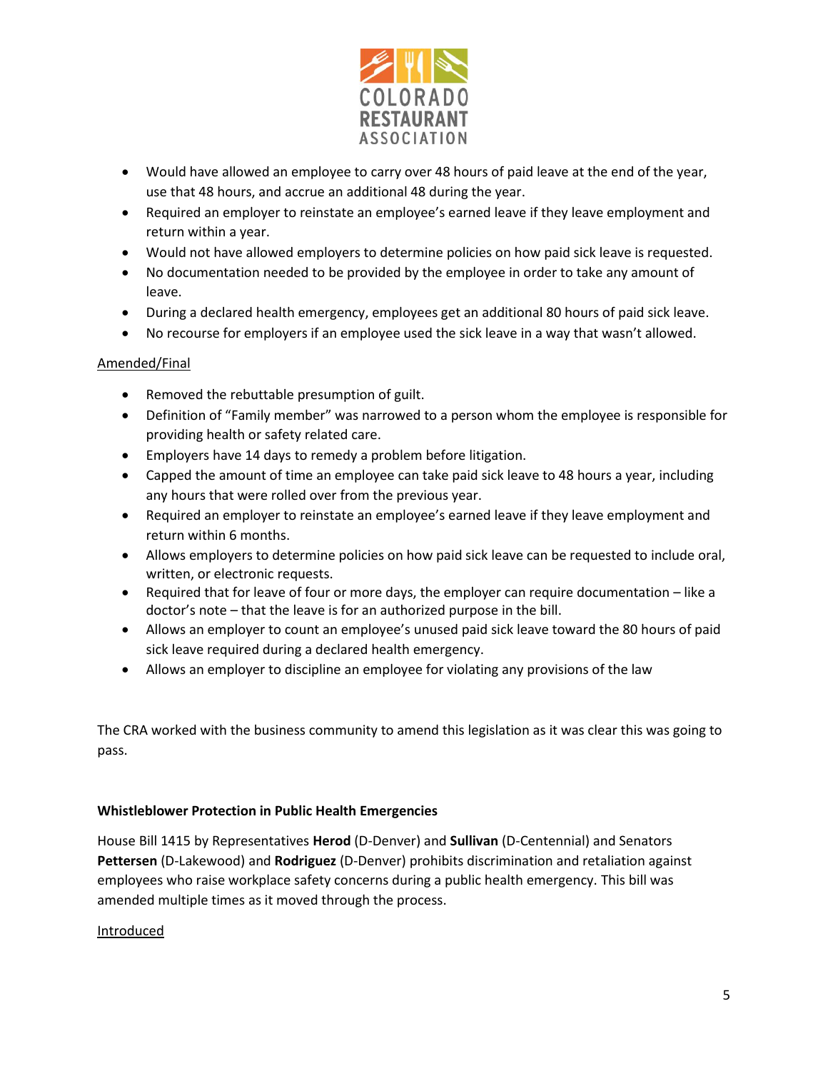- Would have allowed an employee to carry over 48 hours of paid leave at the end of the year, use that 48 hours, and accrue an additional 48 during the year.
- Required an employer to reinstate an employee's earned leave if they leave employment and return within a year.
- Would not have allowed employers to determine policies on how paid sick leave is requested.
- No documentation needed to be provided by the employee in order to take any amount of leave.
- During a declared health emergency, employees get an additional 80 hours of paid sick leave.
- No recourse for employers if an employee used the sick leave in a way that wasn't allowed.

Amended/Final

- Removed the rebuttable presumption of guilt.
- Definition of "Family member" was narrowed to a person whom the employee is responsible for providing health or safety related care.
- Employers have 14 days to remedy a problem before litigation.
- Capped the amount of time an employee can take paid sick leave to 48 hours a year, including any hours that were rolled over from the previous year.
- Required an employer to reinstate an employee's earned leave if they leave employment and return within 6 months.
- Allows employers to determine policies on how paid sick leave can be requested to include oral, written, or electronic requests.
- Required that for leave of four or more days, the employer can require documentation – like a doctor's note – that the leave is for an authorized purpose in the bill.
- Allows an employer to count an employee's unused paid sick leave toward the 80 hours of paid sick leave required during a declared health emergency.
- Allows an employer to discipline an employee for violating any provisions of the law

The CRA worked with the business community to amend this legislation as it was clear this was going to pass.

**Whistleblower Protection in Public Health Emergencies**

House Bill 1415 by Representatives **Herod** (D-Denver) and **Sullivan** (D-Centennial) and Senators **Pettersen** (D-Lakewood) and **Rodriguez** (D-Denver) prohibits discrimination and retaliation against employees who raise workplace safety concerns during a public health emergency. This bill was amended multiple times as it moved through the process.

Introduced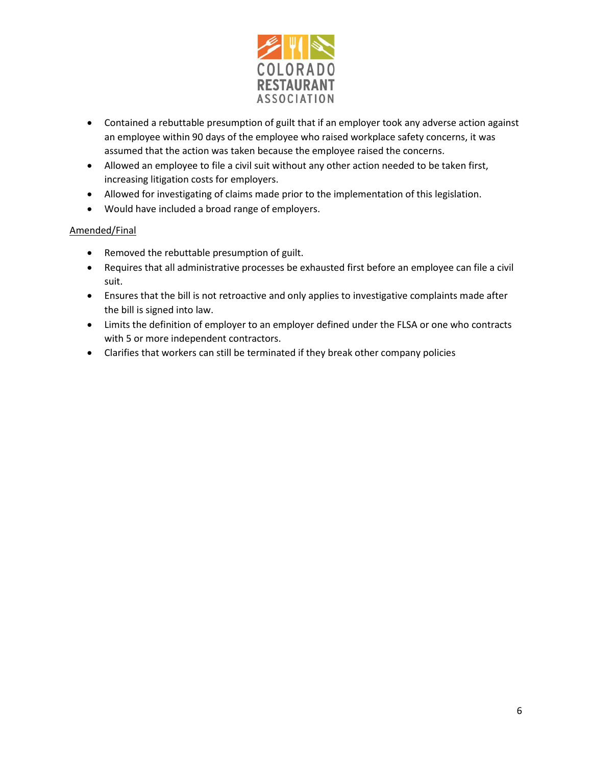- Contained a rebuttable presumption of guilt that if an employer took any adverse action against an employee within 90 days of the employee who raised workplace safety concerns, it was assumed that the action was taken because the employee raised the concerns.
- Allowed an employee to file a civil suit without any other action needed to be taken first, increasing litigation costs for employers.
- Allowed for investigating of claims made prior to the implementation of this legislation.
- Would have included a broad range of employers.

<u>Amended/Final</u>

- Removed the rebuttable presumption of guilt.
- Requires that all administrative processes be exhausted first before an employee can file a civil suit.
- Ensures that the bill is not retroactive and only applies to investigative complaints made after the bill is signed into law.
- Limits the definition of employer to an employer defined under the FLSA or one who contracts with 5 or more independent contractors.
- Clarifies that workers can still be terminated if they break other company policies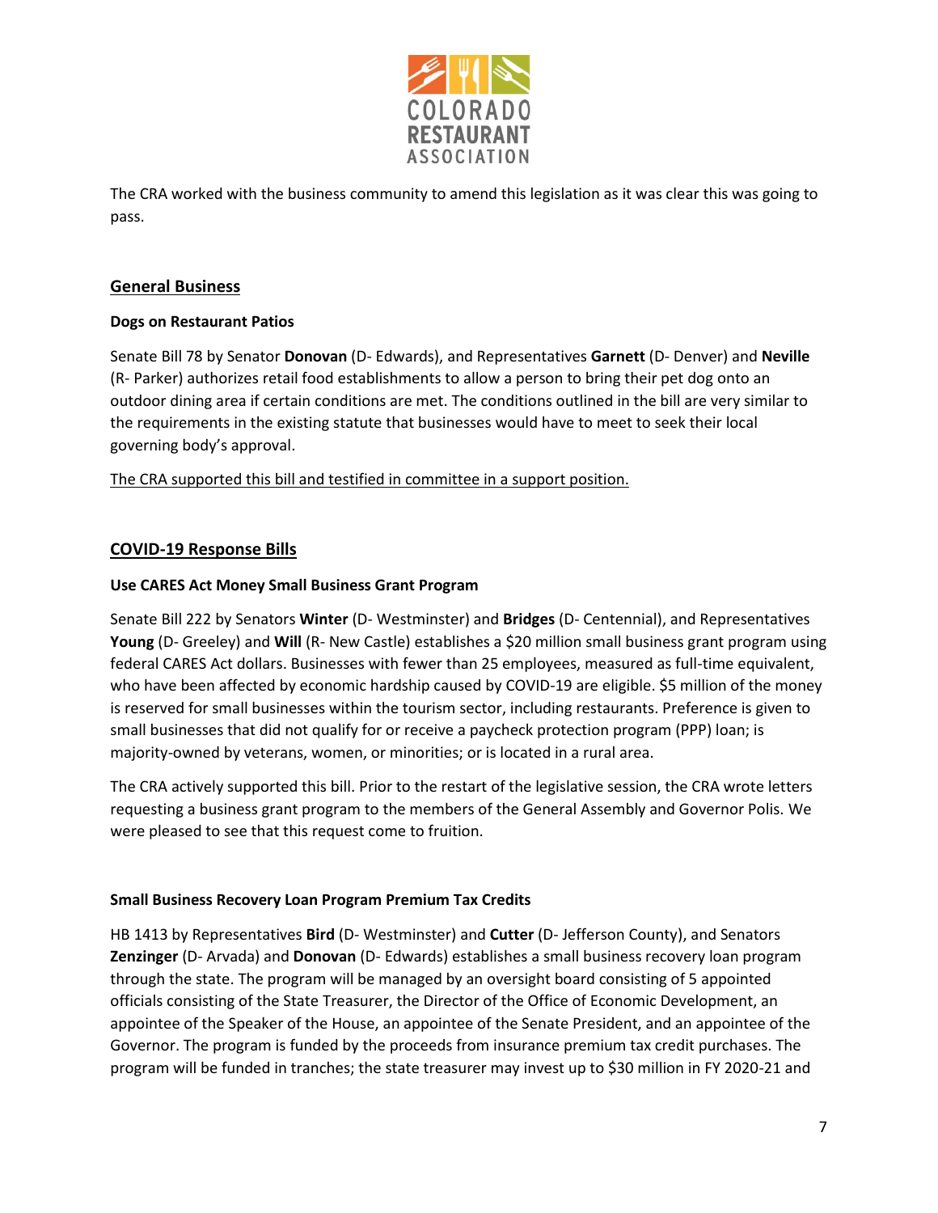The CRA worked with the business community to amend this legislation as it was clear this was going to pass.

## General Business

### Dogs on Restaurant Patios

Senate Bill 78 by Senator **Donovan** (D- Edwards), and Representatives **Garnett** (D- Denver) and **Neville** (R- Parker) authorizes retail food establishments to allow a person to bring their pet dog onto an outdoor dining area if certain conditions are met. The conditions outlined in the bill are very similar to the requirements in the existing statute that businesses would have to meet to seek their local governing body's approval.

<u>The CRA supported this bill and testified in committee in a support position.</u>

## COVID-19 Response Bills

### Use CARES Act Money Small Business Grant Program

Senate Bill 222 by Senators **Winter** (D- Westminster) and **Bridges** (D- Centennial), and Representatives **Young** (D- Greeley) and **Will** (R- New Castle) establishes a $20 million small business grant program using federal CARES Act dollars. Businesses with fewer than 25 employees, measured as full-time equivalent, who have been affected by economic hardship caused by COVID-19 are eligible. $5 million of the money is reserved for small businesses within the tourism sector, including restaurants. Preference is given to small businesses that did not qualify for or receive a paycheck protection program (PPP) loan; is majority-owned by veterans, women, or minorities; or is located in a rural area.

The CRA actively supported this bill. Prior to the restart of the legislative session, the CRA wrote letters requesting a business grant program to the members of the General Assembly and Governor Polis. We were pleased to see that this request come to fruition.

### Small Business Recovery Loan Program Premium Tax Credits

HB 1413 by Representatives **Bird** (D- Westminster) and **Cutter** (D- Jefferson County), and Senators **Zenzinger** (D- Arvada) and **Donovan** (D- Edwards) establishes a small business recovery loan program through the state. The program will be managed by an oversight board consisting of 5 appointed officials consisting of the State Treasurer, the Director of the Office of Economic Development, an appointee of the Speaker of the House, an appointee of the Senate President, and an appointee of the Governor. The program is funded by the proceeds from insurance premium tax credit purchases. The program will be funded in tranches; the state treasurer may invest up to $30 million in FY 2020-21 and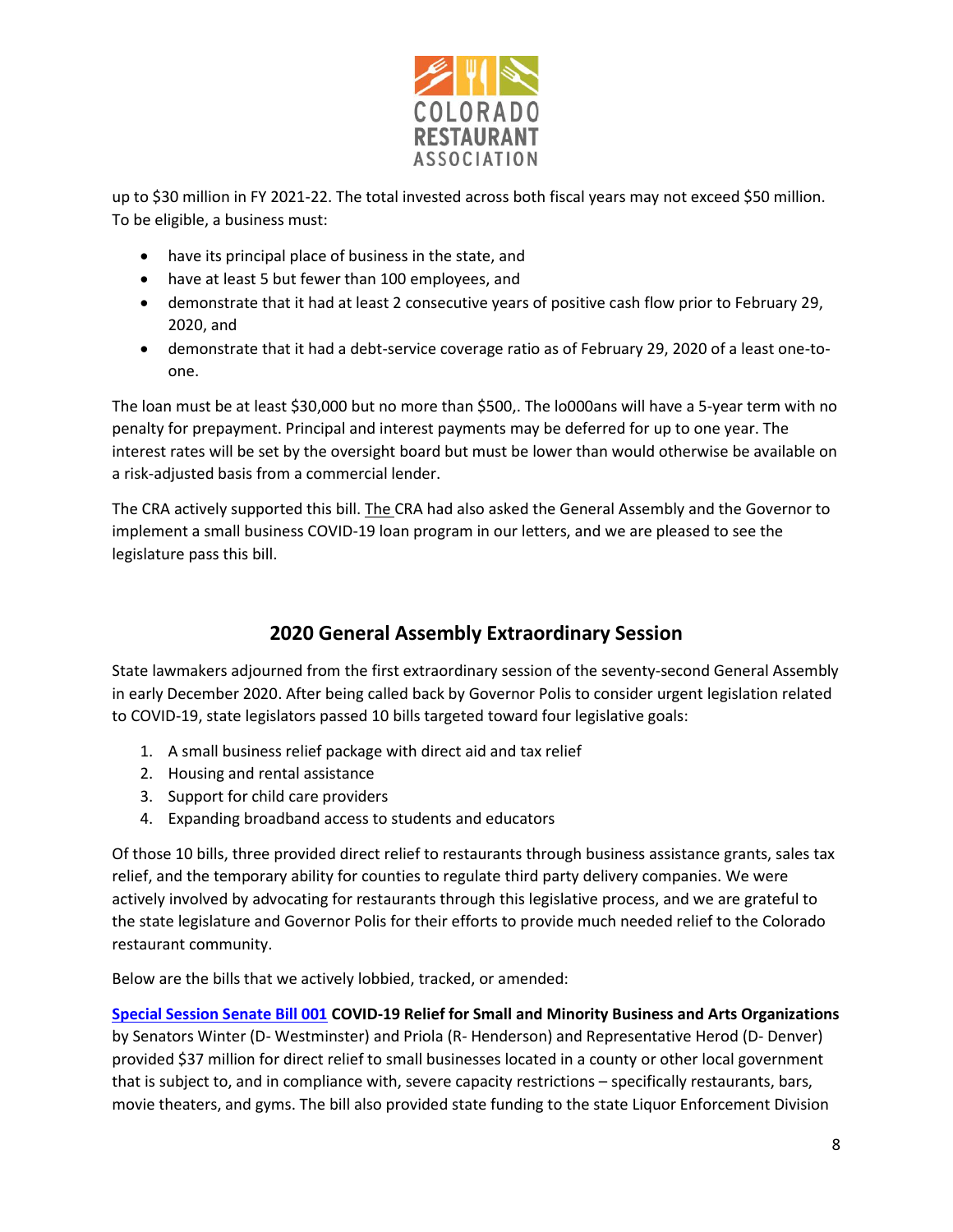up to $30 million in FY 2021-22. The total invested across both fiscal years may not exceed $50 million. To be eligible, a business must:

- have its principal place of business in the state, and
- have at least 5 but fewer than 100 employees, and
- demonstrate that it had at least 2 consecutive years of positive cash flow prior to February 29, 2020, and
- demonstrate that it had a debt-service coverage ratio as of February 29, 2020 of a least one-to-one.

The loan must be at least $30,000 but no more than $500,. The lo000ans will have a 5-year term with no penalty for prepayment. Principal and interest payments may be deferred for up to one year. The interest rates will be set by the oversight board but must be lower than would otherwise be available on a risk-adjusted basis from a commercial lender.

The CRA actively supported this bill. The CRA had also asked the General Assembly and the Governor to implement a small business COVID-19 loan program in our letters, and we are pleased to see the legislature pass this bill.

## 2020 General Assembly Extraordinary Session

State lawmakers adjourned from the first extraordinary session of the seventy-second General Assembly in early December 2020. After being called back by Governor Polis to consider urgent legislation related to COVID-19, state legislators passed 10 bills targeted toward four legislative goals:

1. A small business relief package with direct aid and tax relief
2. Housing and rental assistance
3. Support for child care providers
4. Expanding broadband access to students and educators

Of those 10 bills, three provided direct relief to restaurants through business assistance grants, sales tax relief, and the temporary ability for counties to regulate third party delivery companies. We were actively involved by advocating for restaurants through this legislative process, and we are grateful to the state legislature and Governor Polis for their efforts to provide much needed relief to the Colorado restaurant community.

Below are the bills that we actively lobbied, tracked, or amended:

**Special Session Senate Bill 001 COVID-19 Relief for Small and Minority Business and Arts Organizations** by Senators Winter (D- Westminster) and Priola (R- Henderson) and Representative Herod (D- Denver) provided $37 million for direct relief to small businesses located in a county or other local government that is subject to, and in compliance with, severe capacity restrictions – specifically restaurants, bars, movie theaters, and gyms. The bill also provided state funding to the state Liquor Enforcement Division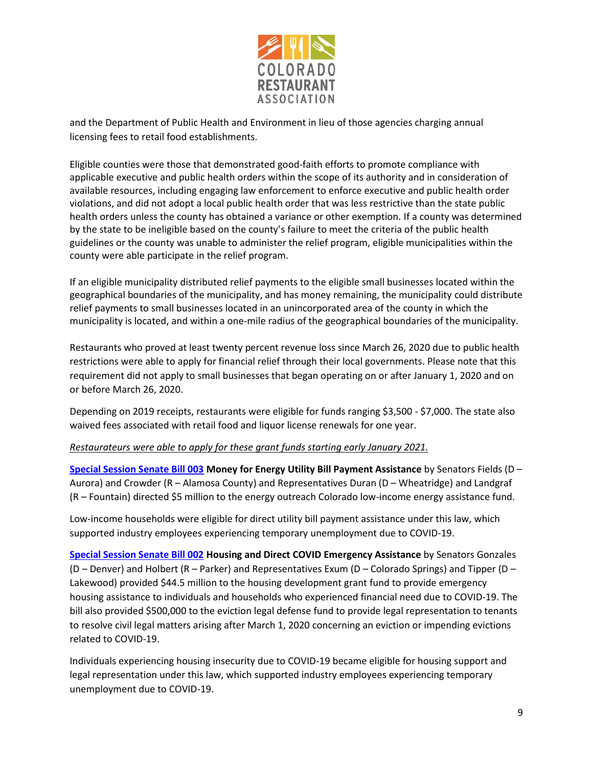and the Department of Public Health and Environment in lieu of those agencies charging annual licensing fees to retail food establishments.

Eligible counties were those that demonstrated good-faith efforts to promote compliance with applicable executive and public health orders within the scope of its authority and in consideration of available resources, including engaging law enforcement to enforce executive and public health order violations, and did not adopt a local public health order that was less restrictive than the state public health orders unless the county has obtained a variance or other exemption. If a county was determined by the state to be ineligible based on the county's failure to meet the criteria of the public health guidelines or the county was unable to administer the relief program, eligible municipalities within the county were able participate in the relief program.

If an eligible municipality distributed relief payments to the eligible small businesses located within the geographical boundaries of the municipality, and has money remaining, the municipality could distribute relief payments to small businesses located in an unincorporated area of the county in which the municipality is located, and within a one-mile radius of the geographical boundaries of the municipality.

Restaurants who proved at least twenty percent revenue loss since March 26, 2020 due to public health restrictions were able to apply for financial relief through their local governments. Please note that this requirement did not apply to small businesses that began operating on or after January 1, 2020 and on or before March 26, 2020.

Depending on 2019 receipts, restaurants were eligible for funds ranging $3,500 - $7,000. The state also waived fees associated with retail food and liquor license renewals for one year.

*Restaurateurs were able to apply for these grant funds starting early January 2021.*

**Special Session Senate Bill 003** **Money for Energy Utility Bill Payment Assistance** by Senators Fields (D – Aurora) and Crowder (R – Alamosa County) and Representatives Duran (D – Wheatridge) and Landgraf (R – Fountain) directed $5 million to the energy outreach Colorado low-income energy assistance fund.

Low-income households were eligible for direct utility bill payment assistance under this law, which supported industry employees experiencing temporary unemployment due to COVID-19.

**Special Session Senate Bill 002** **Housing and Direct COVID Emergency Assistance** by Senators Gonzales (D – Denver) and Holbert (R – Parker) and Representatives Exum (D – Colorado Springs) and Tipper (D – Lakewood) provided $44.5 million to the housing development grant fund to provide emergency housing assistance to individuals and households who experienced financial need due to COVID-19. The bill also provided $500,000 to the eviction legal defense fund to provide legal representation to tenants to resolve civil legal matters arising after March 1, 2020 concerning an eviction or impending evictions related to COVID-19.

Individuals experiencing housing insecurity due to COVID-19 became eligible for housing support and legal representation under this law, which supported industry employees experiencing temporary unemployment due to COVID-19.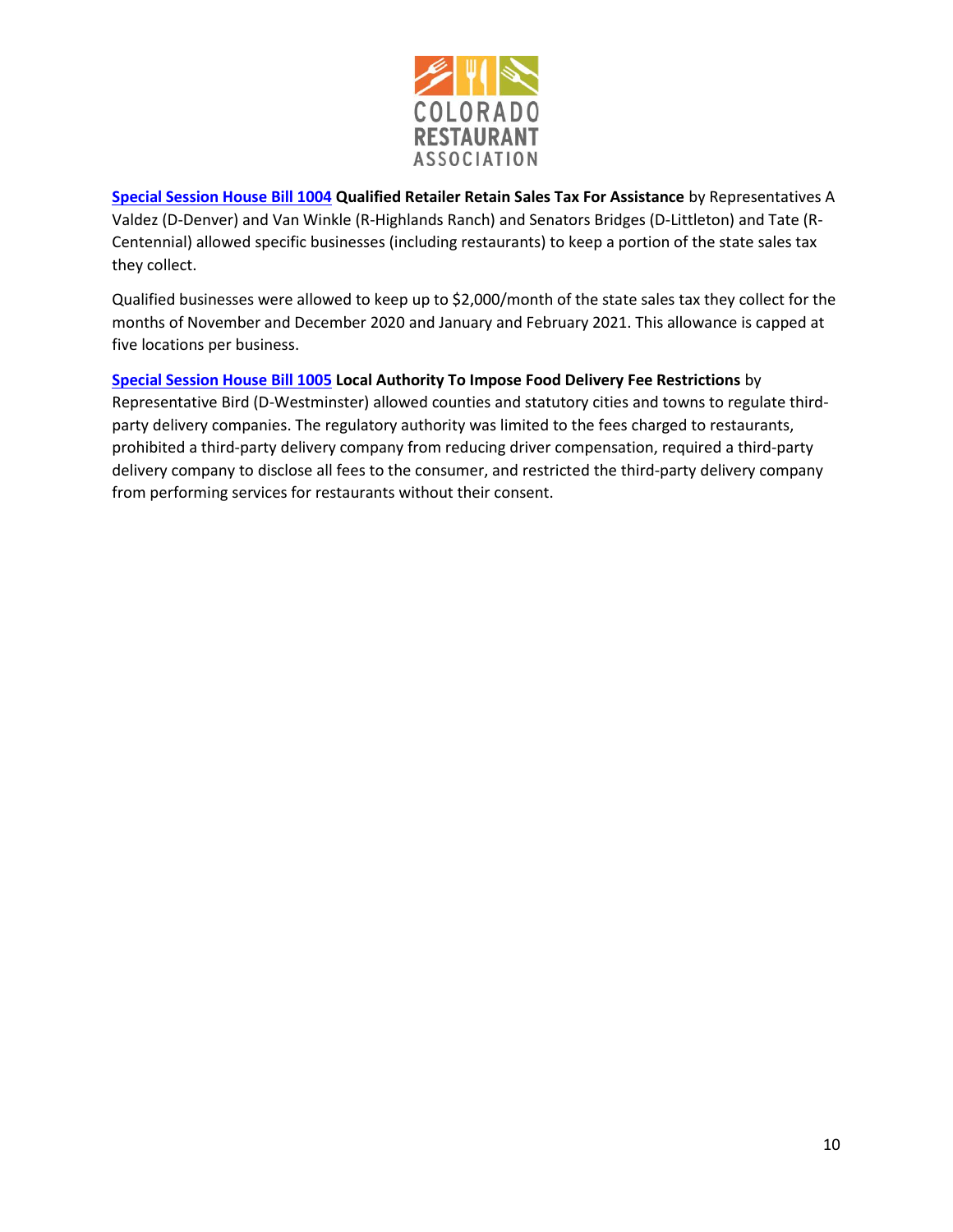**Special Session House Bill 1004** **Qualified Retailer Retain Sales Tax For Assistance** by Representatives A Valdez (D-Denver) and Van Winkle (R-Highlands Ranch) and Senators Bridges (D-Littleton) and Tate (R-Centennial) allowed specific businesses (including restaurants) to keep a portion of the state sales tax they collect.

Qualified businesses were allowed to keep up to $2,000/month of the state sales tax they collect for the months of November and December 2020 and January and February 2021. This allowance is capped at five locations per business.

**Special Session House Bill 1005** **Local Authority To Impose Food Delivery Fee Restrictions** by Representative Bird (D-Westminster) allowed counties and statutory cities and towns to regulate third-party delivery companies. The regulatory authority was limited to the fees charged to restaurants, prohibited a third-party delivery company from reducing driver compensation, required a third-party delivery company to disclose all fees to the consumer, and restricted the third-party delivery company from performing services for restaurants without their consent.